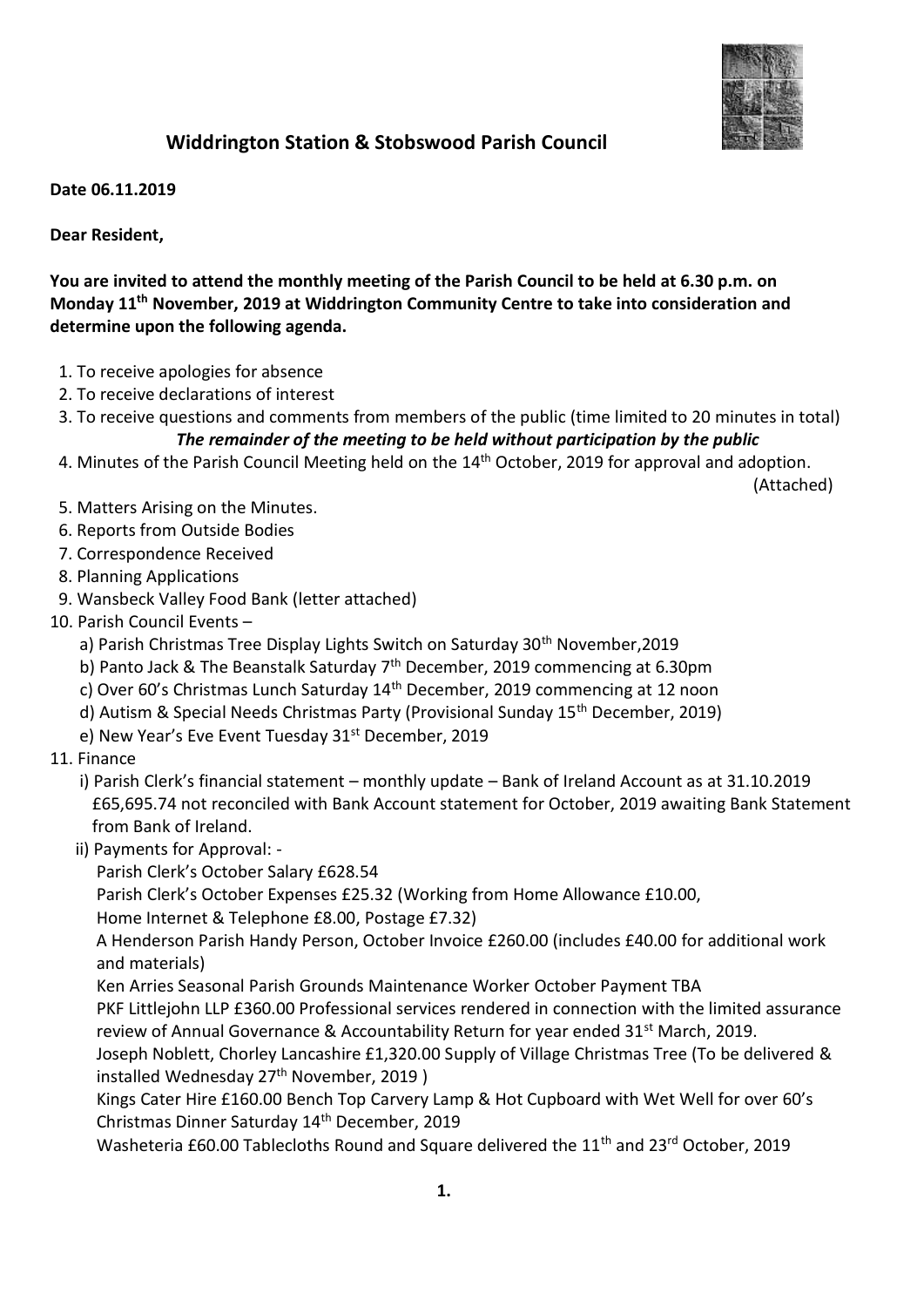# Widdrington Station & Stobswood Parish Council

**Date 06.11.2019**

**Dear Resident,**

**You are invited to attend the monthly meeting of the Parish Council to be held at 6.30 p.m. on Monday 11th November, 2019 at Widdrington Community Centre to take into consideration and determine upon the following agenda.**

1. To receive apologies for absence
2. To receive declarations of interest
3. To receive questions and comments from members of the public (time limited to 20 minutes in total)

   ***The remainder of the meeting to be held without participation by the public***

4. Minutes of the Parish Council Meeting held on the 14th October, 2019 for approval and adoption. (Attached)
5. Matters Arising on the Minutes.
6. Reports from Outside Bodies
7. Correspondence Received
8. Planning Applications
9. Wansbeck Valley Food Bank (letter attached)
10. Parish Council Events –
    a) Parish Christmas Tree Display Lights Switch on Saturday 30th November,2019
    b) Panto Jack & The Beanstalk Saturday 7th December, 2019 commencing at 6.30pm
    c) Over 60's Christmas Lunch Saturday 14th December, 2019 commencing at 12 noon
    d) Autism & Special Needs Christmas Party (Provisional Sunday 15th December, 2019)
    e) New Year's Eve Event Tuesday 31st December, 2019
11. Finance
    i) Parish Clerk's financial statement – monthly update – Bank of Ireland Account as at 31.10.2019 £65,695.74 not reconciled with Bank Account statement for October, 2019 awaiting Bank Statement from Bank of Ireland.
    
    ii) Payments for Approval: -
    
    Parish Clerk's October Salary £628.54
    
    Parish Clerk's October Expenses £25.32 (Working from Home Allowance £10.00, Home Internet & Telephone £8.00, Postage £7.32)
    
    A Henderson Parish Handy Person, October Invoice £260.00 (includes £40.00 for additional work and materials)
    
    Ken Arries Seasonal Parish Grounds Maintenance Worker October Payment TBA
    
    PKF Littlejohn LLP £360.00 Professional services rendered in connection with the limited assurance review of Annual Governance & Accountability Return for year ended 31st March, 2019.
    
    Joseph Noblett, Chorley Lancashire £1,320.00 Supply of Village Christmas Tree (To be delivered & installed Wednesday 27th November, 2019 )
    
    Kings Cater Hire £160.00 Bench Top Carvery Lamp & Hot Cupboard with Wet Well for over 60's Christmas Dinner Saturday 14th December, 2019
    
    Washeteria £60.00 Tablecloths Round and Square delivered the 11th and 23rd October, 2019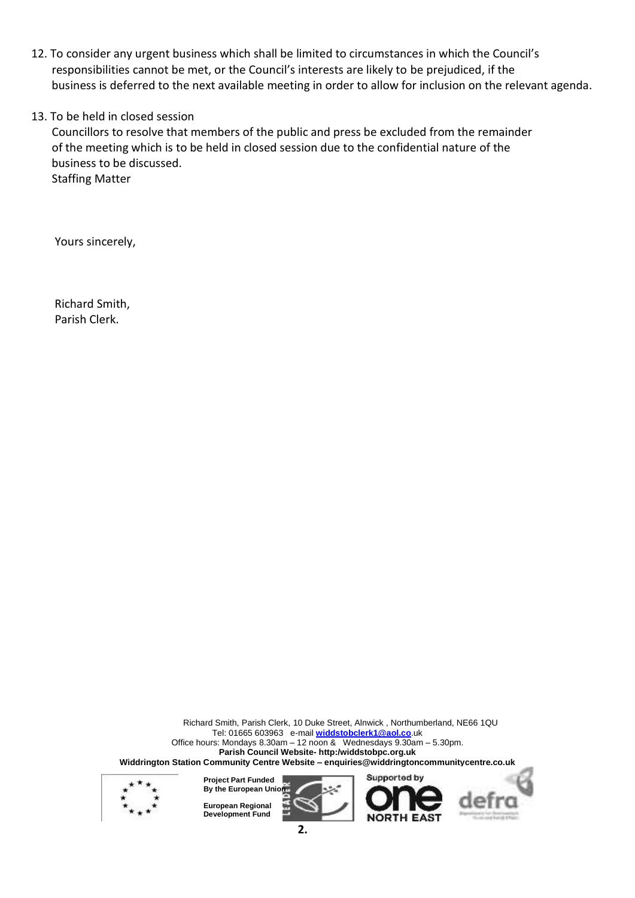12. To consider any urgent business which shall be limited to circumstances in which the Council's responsibilities cannot be met, or the Council's interests are likely to be prejudiced, if the business is deferred to the next available meeting in order to allow for inclusion on the relevant agenda.

13. To be held in closed session
    Councillors to resolve that members of the public and press be excluded from the remainder of the meeting which is to be held in closed session due to the confidential nature of the business to be discussed.
    Staffing Matter

Yours sincerely,

Richard Smith,
Parish Clerk.

Richard Smith, Parish Clerk, 10 Duke Street, Alnwick , Northumberland, NE66 1QU
Tel: 01665 603963 e-mail **widdstobclerk1@aol.co**.uk
Office hours: Mondays 8.30am – 12 noon & Wednesdays 9.30am – 5.30pm.
**Parish Council Website- http:/widdstobpc.org.uk**
**Widdrington Station Community Centre Website – enquiries@widdringtoncommunitycentre.co.uk**

**Project Part Funded By the European Union**

**European Regional Development Fund**

Supported by one NORTH EAST

defra